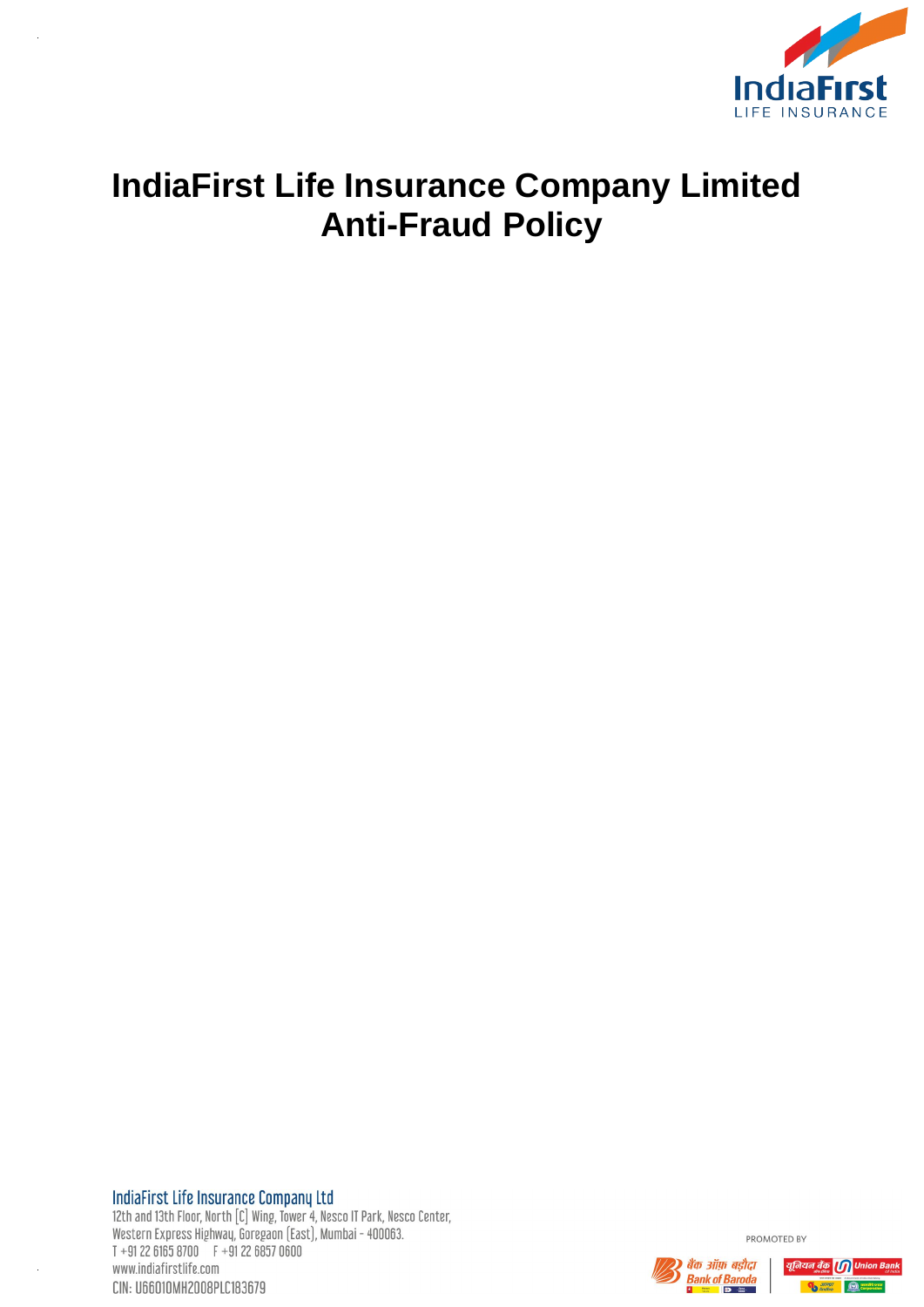# IndiaFirst Life Insurance Company Limited
# Anti-Fraud Policy

IndiaFirst Life Insurance Company Ltd
12th and 13th Floor, North [C] Wing, Tower 4, Nesco IT Park, Nesco Center,
Western Express Highway, Goregaon [East], Mumbai - 400063.
T +91 22 6165 8700 F +91 22 6857 0600
www.indiafirstlife.com
CIN: U66010MH2008PLC183679

PROMOTED BY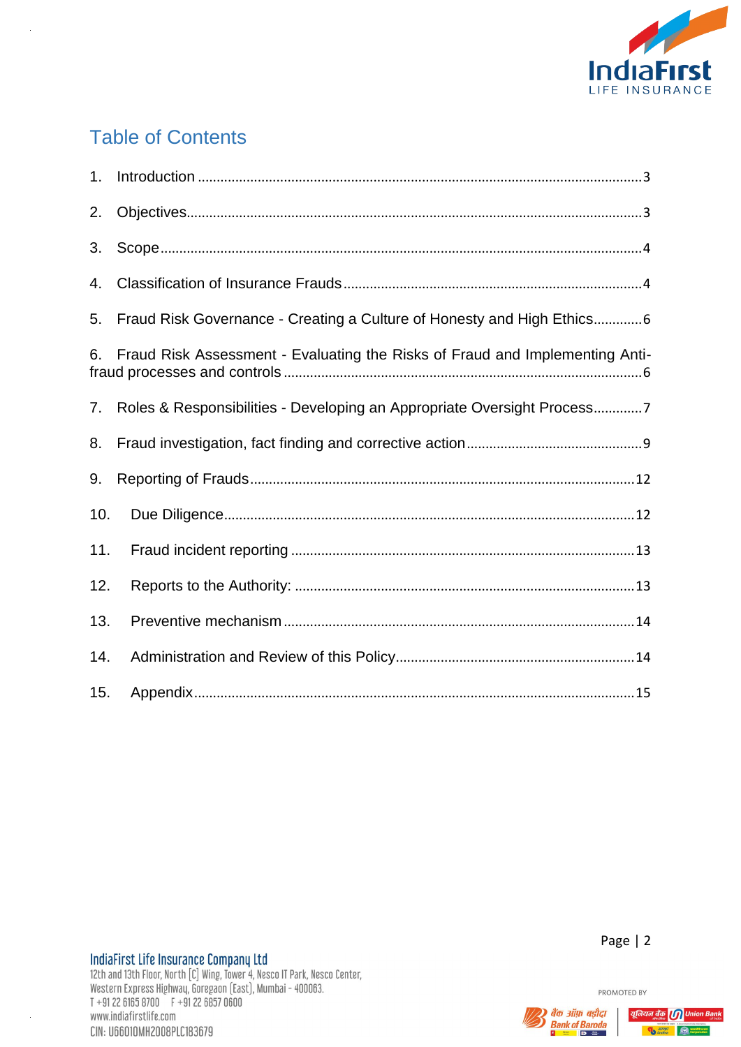# Table of Contents

1. Introduction ........ 3
2. Objectives ........ 3
3. Scope ........ 4
4. Classification of Insurance Frauds ........ 4
5. Fraud Risk Governance - Creating a Culture of Honesty and High Ethics ........ 6
6. Fraud Risk Assessment - Evaluating the Risks of Fraud and Implementing Anti-fraud processes and controls ........ 6
7. Roles & Responsibilities - Developing an Appropriate Oversight Process ........ 7
8. Fraud investigation, fact finding and corrective action ........ 9
9. Reporting of Frauds ........ 12
10. Due Diligence ........ 12
11. Fraud incident reporting ........ 13
12. Reports to the Authority: ........ 13
13. Preventive mechanism ........ 14
14. Administration and Review of this Policy ........ 14
15. Appendix ........ 15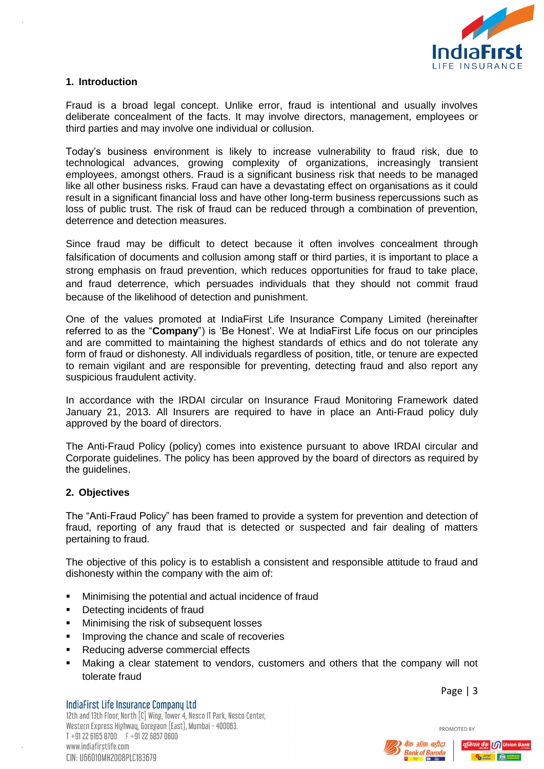## 1. Introduction

Fraud is a broad legal concept. Unlike error, fraud is intentional and usually involves deliberate concealment of the facts. It may involve directors, management, employees or third parties and may involve one individual or collusion.

Today's business environment is likely to increase vulnerability to fraud risk, due to technological advances, growing complexity of organizations, increasingly transient employees, amongst others. Fraud is a significant business risk that needs to be managed like all other business risks. Fraud can have a devastating effect on organisations as it could result in a significant financial loss and have other long-term business repercussions such as loss of public trust. The risk of fraud can be reduced through a combination of prevention, deterrence and detection measures.

Since fraud may be difficult to detect because it often involves concealment through falsification of documents and collusion among staff or third parties, it is important to place a strong emphasis on fraud prevention, which reduces opportunities for fraud to take place, and fraud deterrence, which persuades individuals that they should not commit fraud because of the likelihood of detection and punishment.

One of the values promoted at IndiaFirst Life Insurance Company Limited (hereinafter referred to as the "**Company**") is 'Be Honest'. We at IndiaFirst Life focus on our principles and are committed to maintaining the highest standards of ethics and do not tolerate any form of fraud or dishonesty. All individuals regardless of position, title, or tenure are expected to remain vigilant and are responsible for preventing, detecting fraud and also report any suspicious fraudulent activity.

In accordance with the IRDAI circular on Insurance Fraud Monitoring Framework dated January 21, 2013. All Insurers are required to have in place an Anti-Fraud policy duly approved by the board of directors.

The Anti-Fraud Policy (policy) comes into existence pursuant to above IRDAI circular and Corporate guidelines. The policy has been approved by the board of directors as required by the guidelines.

## 2. Objectives

The "Anti-Fraud Policy" has been framed to provide a system for prevention and detection of fraud, reporting of any fraud that is detected or suspected and fair dealing of matters pertaining to fraud.

The objective of this policy is to establish a consistent and responsible attitude to fraud and dishonesty within the company with the aim of:

- Minimising the potential and actual incidence of fraud
- Detecting incidents of fraud
- Minimising the risk of subsequent losses
- Improving the chance and scale of recoveries
- Reducing adverse commercial effects
- Making a clear statement to vendors, customers and others that the company will not tolerate fraud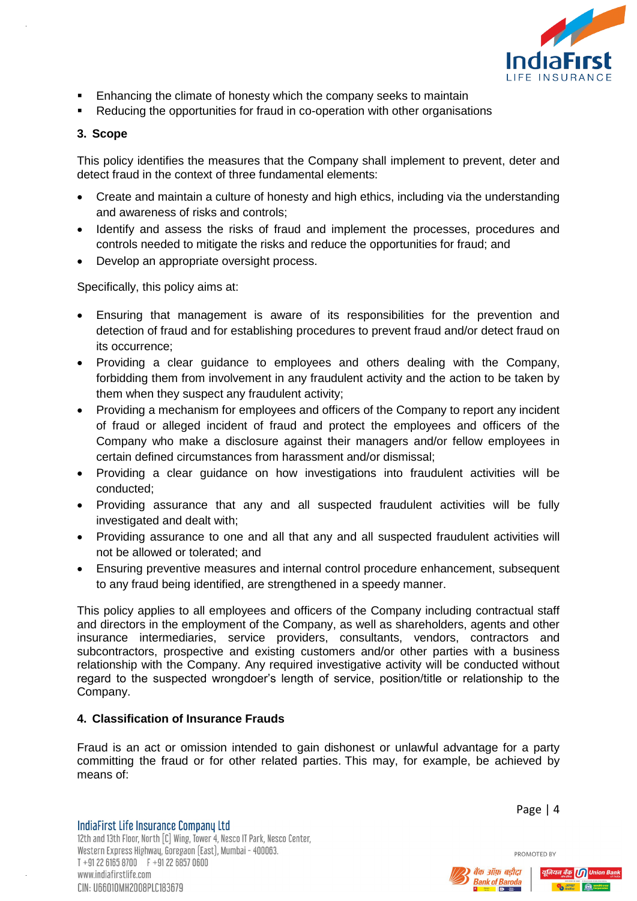- Enhancing the climate of honesty which the company seeks to maintain
- Reducing the opportunities for fraud in co-operation with other organisations

## 3. Scope

This policy identifies the measures that the Company shall implement to prevent, deter and detect fraud in the context of three fundamental elements:

- Create and maintain a culture of honesty and high ethics, including via the understanding and awareness of risks and controls;
- Identify and assess the risks of fraud and implement the processes, procedures and controls needed to mitigate the risks and reduce the opportunities for fraud; and
- Develop an appropriate oversight process.

Specifically, this policy aims at:

- Ensuring that management is aware of its responsibilities for the prevention and detection of fraud and for establishing procedures to prevent fraud and/or detect fraud on its occurrence;
- Providing a clear guidance to employees and others dealing with the Company, forbidding them from involvement in any fraudulent activity and the action to be taken by them when they suspect any fraudulent activity;
- Providing a mechanism for employees and officers of the Company to report any incident of fraud or alleged incident of fraud and protect the employees and officers of the Company who make a disclosure against their managers and/or fellow employees in certain defined circumstances from harassment and/or dismissal;
- Providing a clear guidance on how investigations into fraudulent activities will be conducted;
- Providing assurance that any and all suspected fraudulent activities will be fully investigated and dealt with;
- Providing assurance to one and all that any and all suspected fraudulent activities will not be allowed or tolerated; and
- Ensuring preventive measures and internal control procedure enhancement, subsequent to any fraud being identified, are strengthened in a speedy manner.

This policy applies to all employees and officers of the Company including contractual staff and directors in the employment of the Company, as well as shareholders, agents and other insurance intermediaries, service providers, consultants, vendors, contractors and subcontractors, prospective and existing customers and/or other parties with a business relationship with the Company. Any required investigative activity will be conducted without regard to the suspected wrongdoer's length of service, position/title or relationship to the Company.

## 4. Classification of Insurance Frauds

Fraud is an act or omission intended to gain dishonest or unlawful advantage for a party committing the fraud or for other related parties. This may, for example, be achieved by means of: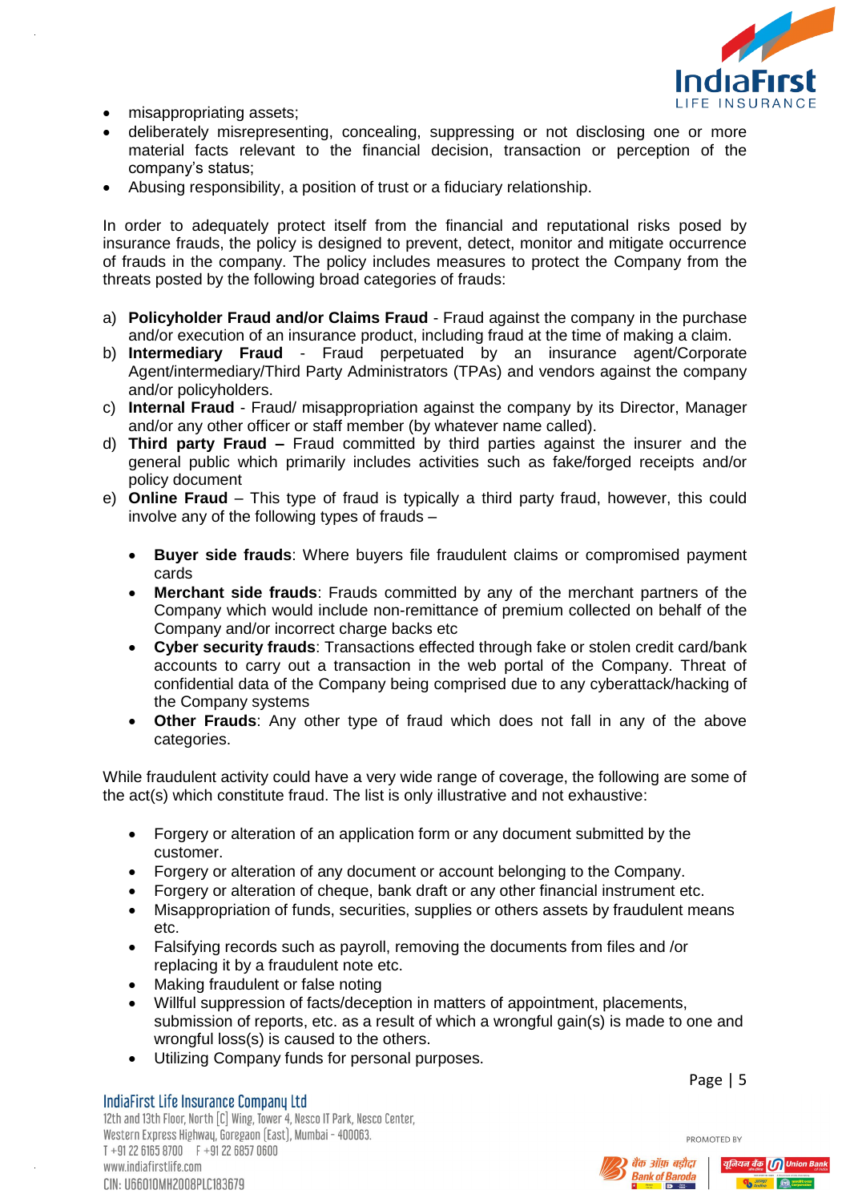- misappropriating assets;
- deliberately misrepresenting, concealing, suppressing or not disclosing one or more material facts relevant to the financial decision, transaction or perception of the company's status;
- Abusing responsibility, a position of trust or a fiduciary relationship.

In order to adequately protect itself from the financial and reputational risks posed by insurance frauds, the policy is designed to prevent, detect, monitor and mitigate occurrence of frauds in the company. The policy includes measures to protect the Company from the threats posted by the following broad categories of frauds:

a) **Policyholder Fraud and/or Claims Fraud** - Fraud against the company in the purchase and/or execution of an insurance product, including fraud at the time of making a claim.
b) **Intermediary Fraud** - Fraud perpetuated by an insurance agent/Corporate Agent/intermediary/Third Party Administrators (TPAs) and vendors against the company and/or policyholders.
c) **Internal Fraud** - Fraud/ misappropriation against the company by its Director, Manager and/or any other officer or staff member (by whatever name called).
d) **Third party Fraud –** Fraud committed by third parties against the insurer and the general public which primarily includes activities such as fake/forged receipts and/or policy document
e) **Online Fraud** – This type of fraud is typically a third party fraud, however, this could involve any of the following types of frauds –

    - **Buyer side frauds**: Where buyers file fraudulent claims or compromised payment cards
    - **Merchant side frauds**: Frauds committed by any of the merchant partners of the Company which would include non-remittance of premium collected on behalf of the Company and/or incorrect charge backs etc
    - **Cyber security frauds**: Transactions effected through fake or stolen credit card/bank accounts to carry out a transaction in the web portal of the Company. Threat of confidential data of the Company being comprised due to any cyberattack/hacking of the Company systems
    - **Other Frauds**: Any other type of fraud which does not fall in any of the above categories.

While fraudulent activity could have a very wide range of coverage, the following are some of the act(s) which constitute fraud. The list is only illustrative and not exhaustive:

- Forgery or alteration of an application form or any document submitted by the customer.
- Forgery or alteration of any document or account belonging to the Company.
- Forgery or alteration of cheque, bank draft or any other financial instrument etc.
- Misappropriation of funds, securities, supplies or others assets by fraudulent means etc.
- Falsifying records such as payroll, removing the documents from files and /or replacing it by a fraudulent note etc.
- Making fraudulent or false noting
- Willful suppression of facts/deception in matters of appointment, placements, submission of reports, etc. as a result of which a wrongful gain(s) is made to one and wrongful loss(s) is caused to the others.
- Utilizing Company funds for personal purposes.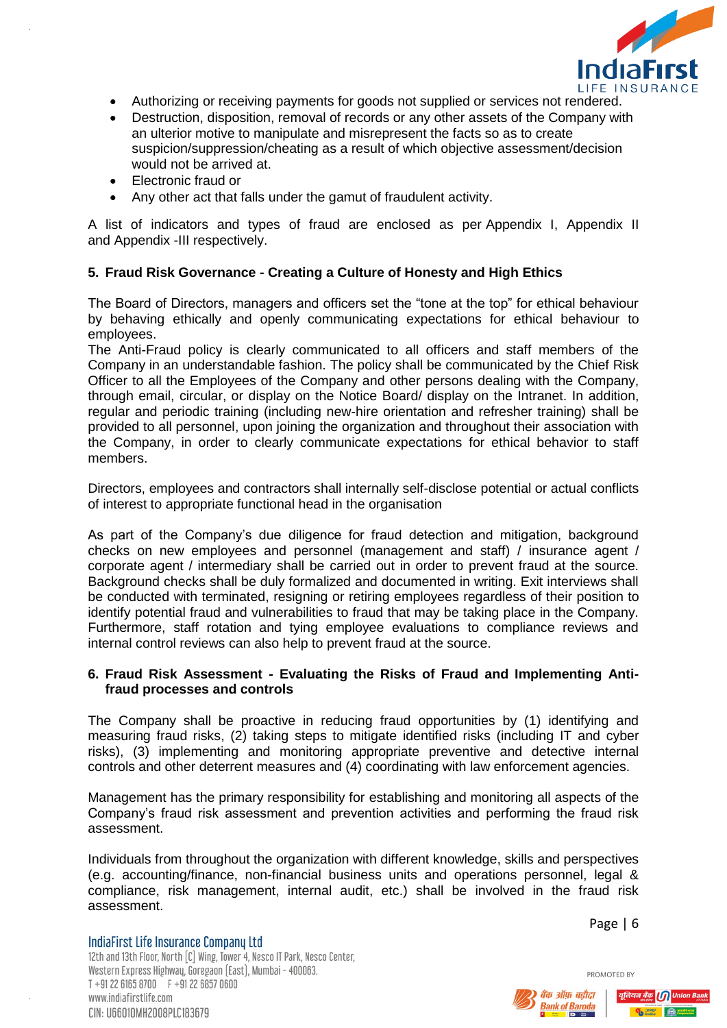- Authorizing or receiving payments for goods not supplied or services not rendered.
- Destruction, disposition, removal of records or any other assets of the Company with an ulterior motive to manipulate and misrepresent the facts so as to create suspicion/suppression/cheating as a result of which objective assessment/decision would not be arrived at.
- Electronic fraud or
- Any other act that falls under the gamut of fraudulent activity.

A list of indicators and types of fraud are enclosed as per Appendix I, Appendix II and Appendix -III respectively.

## 5. Fraud Risk Governance - Creating a Culture of Honesty and High Ethics

The Board of Directors, managers and officers set the "tone at the top" for ethical behaviour by behaving ethically and openly communicating expectations for ethical behaviour to employees.
The Anti-Fraud policy is clearly communicated to all officers and staff members of the Company in an understandable fashion. The policy shall be communicated by the Chief Risk Officer to all the Employees of the Company and other persons dealing with the Company, through email, circular, or display on the Notice Board/ display on the Intranet. In addition, regular and periodic training (including new-hire orientation and refresher training) shall be provided to all personnel, upon joining the organization and throughout their association with the Company, in order to clearly communicate expectations for ethical behavior to staff members.

Directors, employees and contractors shall internally self-disclose potential or actual conflicts of interest to appropriate functional head in the organisation

As part of the Company's due diligence for fraud detection and mitigation, background checks on new employees and personnel (management and staff) / insurance agent / corporate agent / intermediary shall be carried out in order to prevent fraud at the source. Background checks shall be duly formalized and documented in writing. Exit interviews shall be conducted with terminated, resigning or retiring employees regardless of their position to identify potential fraud and vulnerabilities to fraud that may be taking place in the Company. Furthermore, staff rotation and tying employee evaluations to compliance reviews and internal control reviews can also help to prevent fraud at the source.

## 6. Fraud Risk Assessment - Evaluating the Risks of Fraud and Implementing Anti-fraud processes and controls

The Company shall be proactive in reducing fraud opportunities by (1) identifying and measuring fraud risks, (2) taking steps to mitigate identified risks (including IT and cyber risks), (3) implementing and monitoring appropriate preventive and detective internal controls and other deterrent measures and (4) coordinating with law enforcement agencies.

Management has the primary responsibility for establishing and monitoring all aspects of the Company's fraud risk assessment and prevention activities and performing the fraud risk assessment.

Individuals from throughout the organization with different knowledge, skills and perspectives (e.g. accounting/finance, non-financial business units and operations personnel, legal & compliance, risk management, internal audit, etc.) shall be involved in the fraud risk assessment.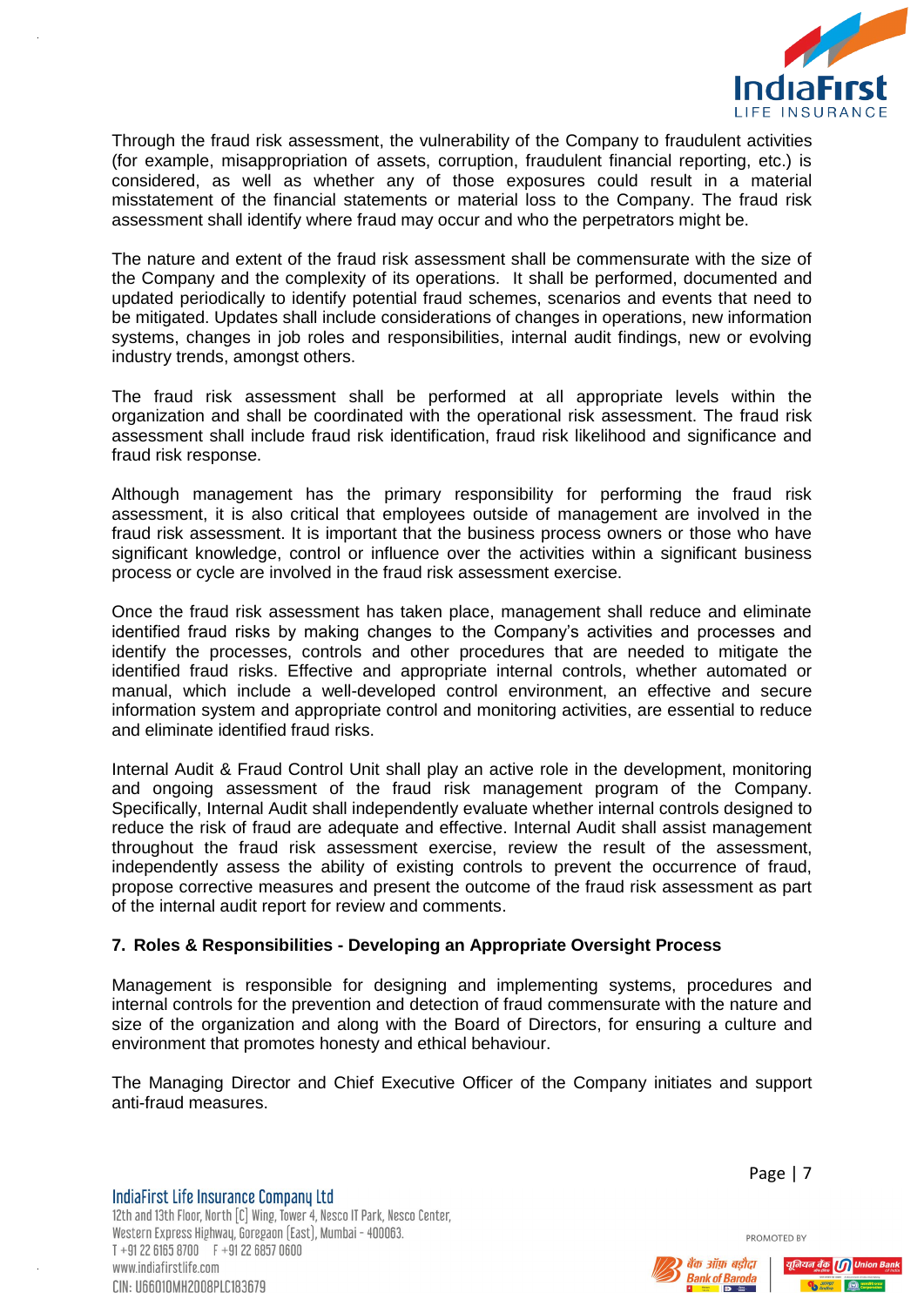Through the fraud risk assessment, the vulnerability of the Company to fraudulent activities (for example, misappropriation of assets, corruption, fraudulent financial reporting, etc.) is considered, as well as whether any of those exposures could result in a material misstatement of the financial statements or material loss to the Company. The fraud risk assessment shall identify where fraud may occur and who the perpetrators might be.

The nature and extent of the fraud risk assessment shall be commensurate with the size of the Company and the complexity of its operations. It shall be performed, documented and updated periodically to identify potential fraud schemes, scenarios and events that need to be mitigated. Updates shall include considerations of changes in operations, new information systems, changes in job roles and responsibilities, internal audit findings, new or evolving industry trends, amongst others.

The fraud risk assessment shall be performed at all appropriate levels within the organization and shall be coordinated with the operational risk assessment. The fraud risk assessment shall include fraud risk identification, fraud risk likelihood and significance and fraud risk response.

Although management has the primary responsibility for performing the fraud risk assessment, it is also critical that employees outside of management are involved in the fraud risk assessment. It is important that the business process owners or those who have significant knowledge, control or influence over the activities within a significant business process or cycle are involved in the fraud risk assessment exercise.

Once the fraud risk assessment has taken place, management shall reduce and eliminate identified fraud risks by making changes to the Company's activities and processes and identify the processes, controls and other procedures that are needed to mitigate the identified fraud risks. Effective and appropriate internal controls, whether automated or manual, which include a well-developed control environment, an effective and secure information system and appropriate control and monitoring activities, are essential to reduce and eliminate identified fraud risks.

Internal Audit & Fraud Control Unit shall play an active role in the development, monitoring and ongoing assessment of the fraud risk management program of the Company. Specifically, Internal Audit shall independently evaluate whether internal controls designed to reduce the risk of fraud are adequate and effective. Internal Audit shall assist management throughout the fraud risk assessment exercise, review the result of the assessment, independently assess the ability of existing controls to prevent the occurrence of fraud, propose corrective measures and present the outcome of the fraud risk assessment as part of the internal audit report for review and comments.

## 7. Roles & Responsibilities - Developing an Appropriate Oversight Process

Management is responsible for designing and implementing systems, procedures and internal controls for the prevention and detection of fraud commensurate with the nature and size of the organization and along with the Board of Directors, for ensuring a culture and environment that promotes honesty and ethical behaviour.

The Managing Director and Chief Executive Officer of the Company initiates and support anti-fraud measures.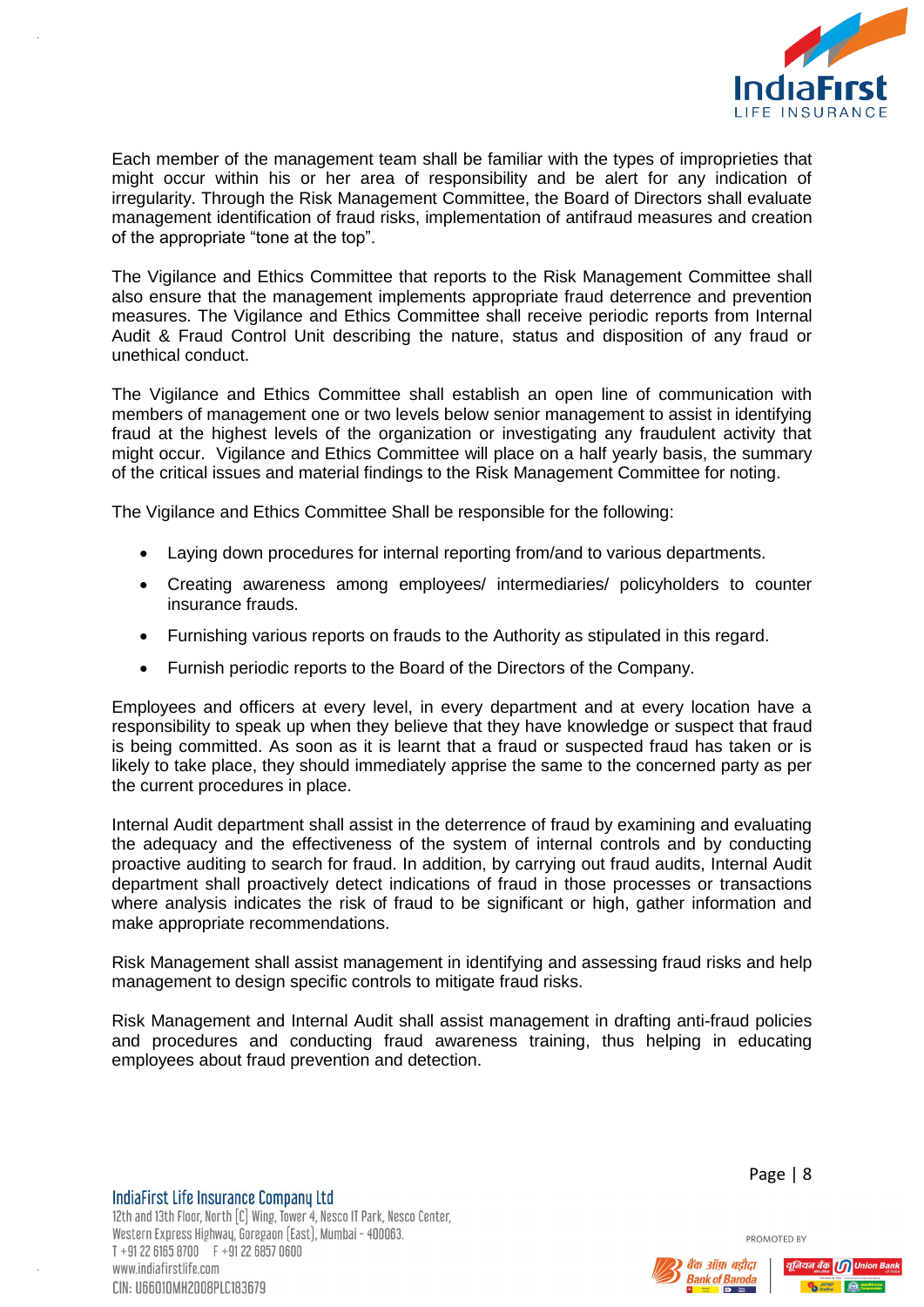Each member of the management team shall be familiar with the types of improprieties that might occur within his or her area of responsibility and be alert for any indication of irregularity. Through the Risk Management Committee, the Board of Directors shall evaluate management identification of fraud risks, implementation of antifraud measures and creation of the appropriate “tone at the top”.

The Vigilance and Ethics Committee that reports to the Risk Management Committee shall also ensure that the management implements appropriate fraud deterrence and prevention measures. The Vigilance and Ethics Committee shall receive periodic reports from Internal Audit & Fraud Control Unit describing the nature, status and disposition of any fraud or unethical conduct.

The Vigilance and Ethics Committee shall establish an open line of communication with members of management one or two levels below senior management to assist in identifying fraud at the highest levels of the organization or investigating any fraudulent activity that might occur. Vigilance and Ethics Committee will place on a half yearly basis, the summary of the critical issues and material findings to the Risk Management Committee for noting.

The Vigilance and Ethics Committee Shall be responsible for the following:

- Laying down procedures for internal reporting from/and to various departments.
- Creating awareness among employees/ intermediaries/ policyholders to counter insurance frauds.
- Furnishing various reports on frauds to the Authority as stipulated in this regard.
- Furnish periodic reports to the Board of the Directors of the Company.

Employees and officers at every level, in every department and at every location have a responsibility to speak up when they believe that they have knowledge or suspect that fraud is being committed. As soon as it is learnt that a fraud or suspected fraud has taken or is likely to take place, they should immediately apprise the same to the concerned party as per the current procedures in place.

Internal Audit department shall assist in the deterrence of fraud by examining and evaluating the adequacy and the effectiveness of the system of internal controls and by conducting proactive auditing to search for fraud. In addition, by carrying out fraud audits, Internal Audit department shall proactively detect indications of fraud in those processes or transactions where analysis indicates the risk of fraud to be significant or high, gather information and make appropriate recommendations.

Risk Management shall assist management in identifying and assessing fraud risks and help management to design specific controls to mitigate fraud risks.

Risk Management and Internal Audit shall assist management in drafting anti-fraud policies and procedures and conducting fraud awareness training, thus helping in educating employees about fraud prevention and detection.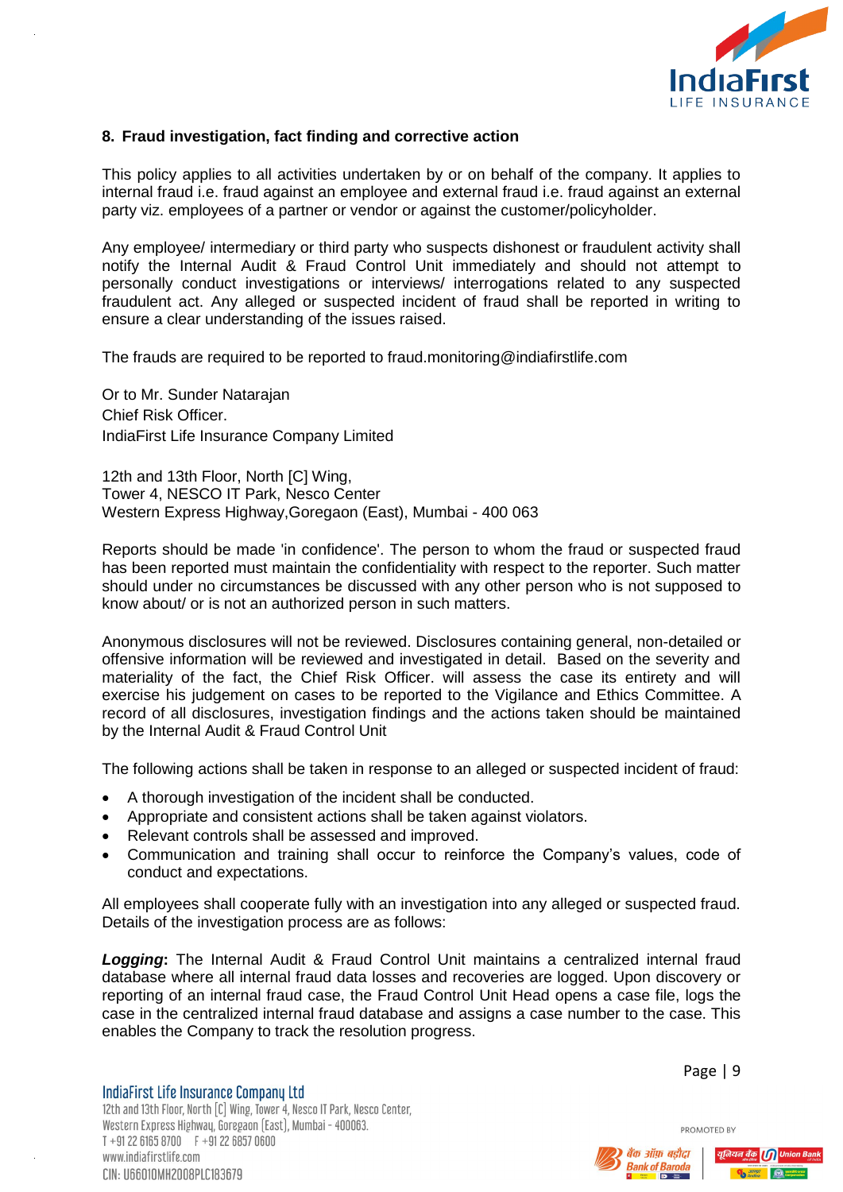## 8. Fraud investigation, fact finding and corrective action

This policy applies to all activities undertaken by or on behalf of the company. It applies to internal fraud i.e. fraud against an employee and external fraud i.e. fraud against an external party viz. employees of a partner or vendor or against the customer/policyholder.

Any employee/ intermediary or third party who suspects dishonest or fraudulent activity shall notify the Internal Audit & Fraud Control Unit immediately and should not attempt to personally conduct investigations or interviews/ interrogations related to any suspected fraudulent act. Any alleged or suspected incident of fraud shall be reported in writing to ensure a clear understanding of the issues raised.

The frauds are required to be reported to fraud.monitoring@indiafirstlife.com

Or to Mr. Sunder Natarajan
Chief Risk Officer.
IndiaFirst Life Insurance Company Limited

12th and 13th Floor, North [C] Wing,
Tower 4, NESCO IT Park, Nesco Center
Western Express Highway,Goregaon (East), Mumbai - 400 063

Reports should be made 'in confidence'. The person to whom the fraud or suspected fraud has been reported must maintain the confidentiality with respect to the reporter. Such matter should under no circumstances be discussed with any other person who is not supposed to know about/ or is not an authorized person in such matters.

Anonymous disclosures will not be reviewed. Disclosures containing general, non-detailed or offensive information will be reviewed and investigated in detail. Based on the severity and materiality of the fact, the Chief Risk Officer. will assess the case its entirety and will exercise his judgement on cases to be reported to the Vigilance and Ethics Committee. A record of all disclosures, investigation findings and the actions taken should be maintained by the Internal Audit & Fraud Control Unit

The following actions shall be taken in response to an alleged or suspected incident of fraud:

- A thorough investigation of the incident shall be conducted.
- Appropriate and consistent actions shall be taken against violators.
- Relevant controls shall be assessed and improved.
- Communication and training shall occur to reinforce the Company's values, code of conduct and expectations.

All employees shall cooperate fully with an investigation into any alleged or suspected fraud. Details of the investigation process are as follows:

***Logging*:** The Internal Audit & Fraud Control Unit maintains a centralized internal fraud database where all internal fraud data losses and recoveries are logged. Upon discovery or reporting of an internal fraud case, the Fraud Control Unit Head opens a case file, logs the case in the centralized internal fraud database and assigns a case number to the case. This enables the Company to track the resolution progress.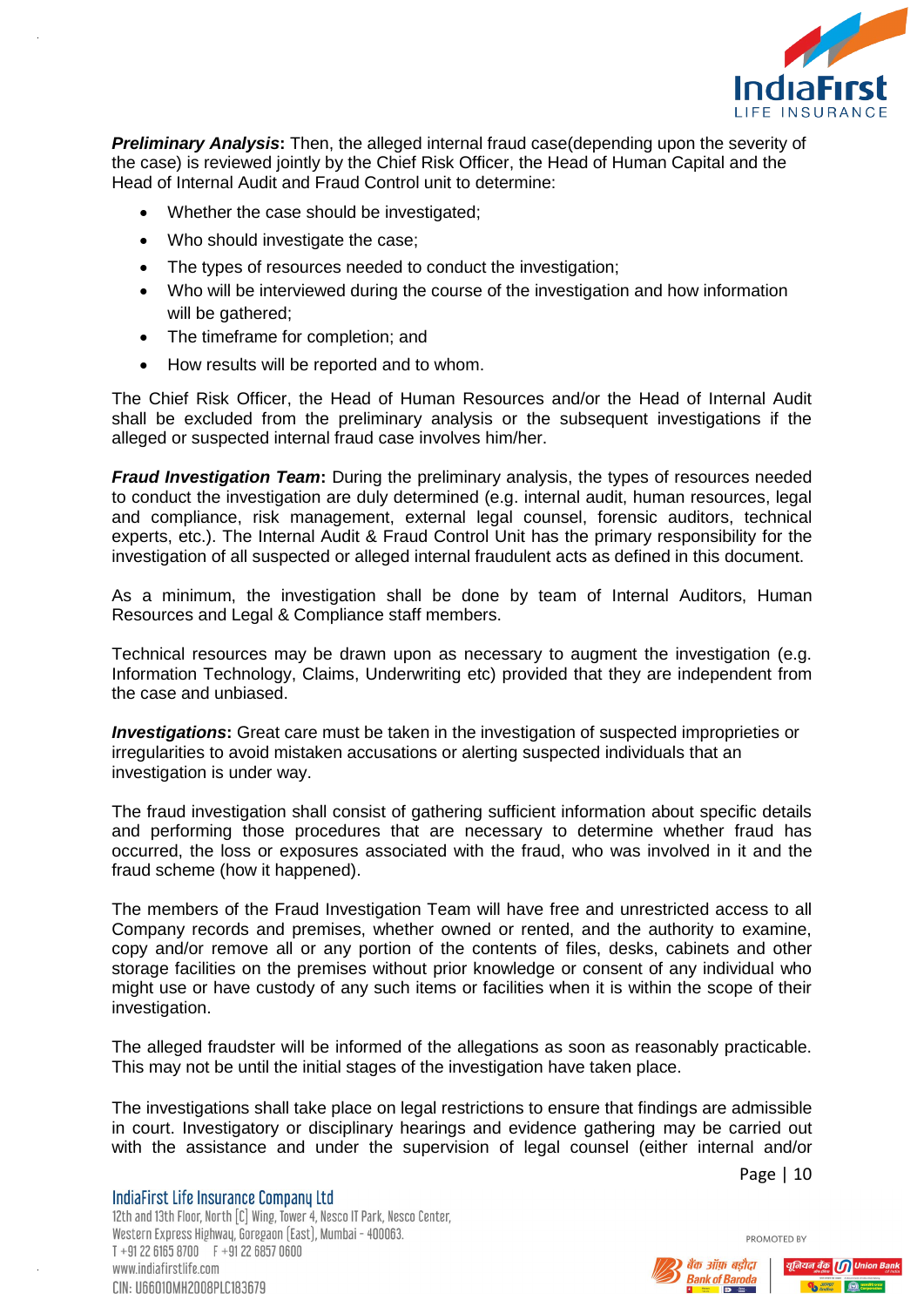***Preliminary Analysis*****:** Then, the alleged internal fraud case(depending upon the severity of the case) is reviewed jointly by the Chief Risk Officer, the Head of Human Capital and the Head of Internal Audit and Fraud Control unit to determine:

- Whether the case should be investigated;
- Who should investigate the case;
- The types of resources needed to conduct the investigation;
- Who will be interviewed during the course of the investigation and how information will be gathered;
- The timeframe for completion; and
- How results will be reported and to whom.

The Chief Risk Officer, the Head of Human Resources and/or the Head of Internal Audit shall be excluded from the preliminary analysis or the subsequent investigations if the alleged or suspected internal fraud case involves him/her.

***Fraud Investigation Team*****:** During the preliminary analysis, the types of resources needed to conduct the investigation are duly determined (e.g. internal audit, human resources, legal and compliance, risk management, external legal counsel, forensic auditors, technical experts, etc.). The Internal Audit & Fraud Control Unit has the primary responsibility for the investigation of all suspected or alleged internal fraudulent acts as defined in this document.

As a minimum, the investigation shall be done by team of Internal Auditors, Human Resources and Legal & Compliance staff members.

Technical resources may be drawn upon as necessary to augment the investigation (e.g. Information Technology, Claims, Underwriting etc) provided that they are independent from the case and unbiased.

***Investigations*****:** Great care must be taken in the investigation of suspected improprieties or irregularities to avoid mistaken accusations or alerting suspected individuals that an investigation is under way.

The fraud investigation shall consist of gathering sufficient information about specific details and performing those procedures that are necessary to determine whether fraud has occurred, the loss or exposures associated with the fraud, who was involved in it and the fraud scheme (how it happened).

The members of the Fraud Investigation Team will have free and unrestricted access to all Company records and premises, whether owned or rented, and the authority to examine, copy and/or remove all or any portion of the contents of files, desks, cabinets and other storage facilities on the premises without prior knowledge or consent of any individual who might use or have custody of any such items or facilities when it is within the scope of their investigation.

The alleged fraudster will be informed of the allegations as soon as reasonably practicable. This may not be until the initial stages of the investigation have taken place.

The investigations shall take place on legal restrictions to ensure that findings are admissible in court. Investigatory or disciplinary hearings and evidence gathering may be carried out with the assistance and under the supervision of legal counsel (either internal and/or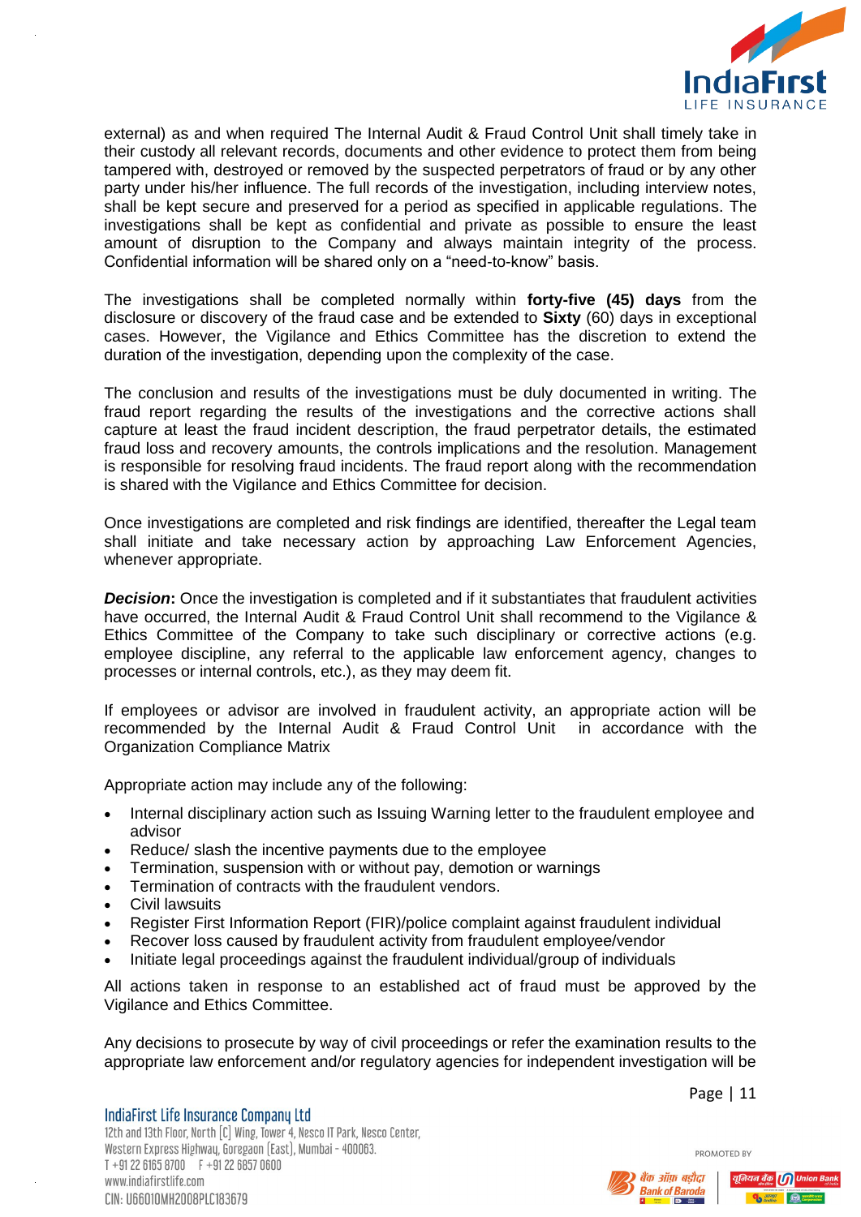external) as and when required The Internal Audit & Fraud Control Unit shall timely take in their custody all relevant records, documents and other evidence to protect them from being tampered with, destroyed or removed by the suspected perpetrators of fraud or by any other party under his/her influence. The full records of the investigation, including interview notes, shall be kept secure and preserved for a period as specified in applicable regulations. The investigations shall be kept as confidential and private as possible to ensure the least amount of disruption to the Company and always maintain integrity of the process. Confidential information will be shared only on a "need-to-know" basis.

The investigations shall be completed normally within **forty-five (45) days** from the disclosure or discovery of the fraud case and be extended to **Sixty** (60) days in exceptional cases. However, the Vigilance and Ethics Committee has the discretion to extend the duration of the investigation, depending upon the complexity of the case.

The conclusion and results of the investigations must be duly documented in writing. The fraud report regarding the results of the investigations and the corrective actions shall capture at least the fraud incident description, the fraud perpetrator details, the estimated fraud loss and recovery amounts, the controls implications and the resolution. Management is responsible for resolving fraud incidents. The fraud report along with the recommendation is shared with the Vigilance and Ethics Committee for decision.

Once investigations are completed and risk findings are identified, thereafter the Legal team shall initiate and take necessary action by approaching Law Enforcement Agencies, whenever appropriate.

***Decision*:** Once the investigation is completed and if it substantiates that fraudulent activities have occurred, the Internal Audit & Fraud Control Unit shall recommend to the Vigilance & Ethics Committee of the Company to take such disciplinary or corrective actions (e.g. employee discipline, any referral to the applicable law enforcement agency, changes to processes or internal controls, etc.), as they may deem fit.

If employees or advisor are involved in fraudulent activity, an appropriate action will be recommended by the Internal Audit & Fraud Control Unit in accordance with the Organization Compliance Matrix

Appropriate action may include any of the following:

- Internal disciplinary action such as Issuing Warning letter to the fraudulent employee and advisor
- Reduce/ slash the incentive payments due to the employee
- Termination, suspension with or without pay, demotion or warnings
- Termination of contracts with the fraudulent vendors.
- Civil lawsuits
- Register First Information Report (FIR)/police complaint against fraudulent individual
- Recover loss caused by fraudulent activity from fraudulent employee/vendor
- Initiate legal proceedings against the fraudulent individual/group of individuals

All actions taken in response to an established act of fraud must be approved by the Vigilance and Ethics Committee.

Any decisions to prosecute by way of civil proceedings or refer the examination results to the appropriate law enforcement and/or regulatory agencies for independent investigation will be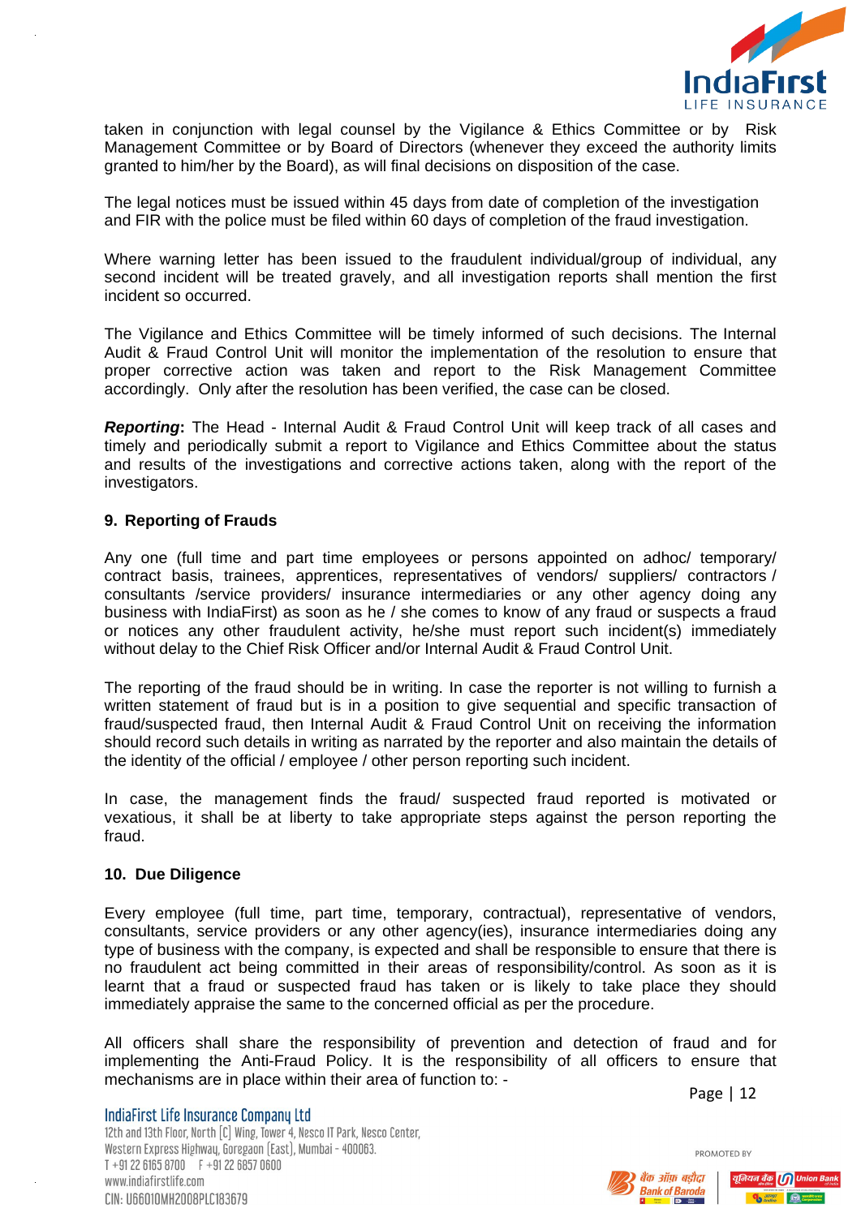taken in conjunction with legal counsel by the Vigilance & Ethics Committee or by Risk Management Committee or by Board of Directors (whenever they exceed the authority limits granted to him/her by the Board), as will final decisions on disposition of the case.

The legal notices must be issued within 45 days from date of completion of the investigation and FIR with the police must be filed within 60 days of completion of the fraud investigation.

Where warning letter has been issued to the fraudulent individual/group of individual, any second incident will be treated gravely, and all investigation reports shall mention the first incident so occurred.

The Vigilance and Ethics Committee will be timely informed of such decisions. The Internal Audit & Fraud Control Unit will monitor the implementation of the resolution to ensure that proper corrective action was taken and report to the Risk Management Committee accordingly. Only after the resolution has been verified, the case can be closed.

***Reporting*****:** The Head - Internal Audit & Fraud Control Unit will keep track of all cases and timely and periodically submit a report to Vigilance and Ethics Committee about the status and results of the investigations and corrective actions taken, along with the report of the investigators.

## 9. Reporting of Frauds

Any one (full time and part time employees or persons appointed on adhoc/ temporary/ contract basis, trainees, apprentices, representatives of vendors/ suppliers/ contractors / consultants /service providers/ insurance intermediaries or any other agency doing any business with IndiaFirst) as soon as he / she comes to know of any fraud or suspects a fraud or notices any other fraudulent activity, he/she must report such incident(s) immediately without delay to the Chief Risk Officer and/or Internal Audit & Fraud Control Unit.

The reporting of the fraud should be in writing. In case the reporter is not willing to furnish a written statement of fraud but is in a position to give sequential and specific transaction of fraud/suspected fraud, then Internal Audit & Fraud Control Unit on receiving the information should record such details in writing as narrated by the reporter and also maintain the details of the identity of the official / employee / other person reporting such incident.

In case, the management finds the fraud/ suspected fraud reported is motivated or vexatious, it shall be at liberty to take appropriate steps against the person reporting the fraud.

## 10. Due Diligence

Every employee (full time, part time, temporary, contractual), representative of vendors, consultants, service providers or any other agency(ies), insurance intermediaries doing any type of business with the company, is expected and shall be responsible to ensure that there is no fraudulent act being committed in their areas of responsibility/control. As soon as it is learnt that a fraud or suspected fraud has taken or is likely to take place they should immediately appraise the same to the concerned official as per the procedure.

All officers shall share the responsibility of prevention and detection of fraud and for implementing the Anti-Fraud Policy. It is the responsibility of all officers to ensure that mechanisms are in place within their area of function to: -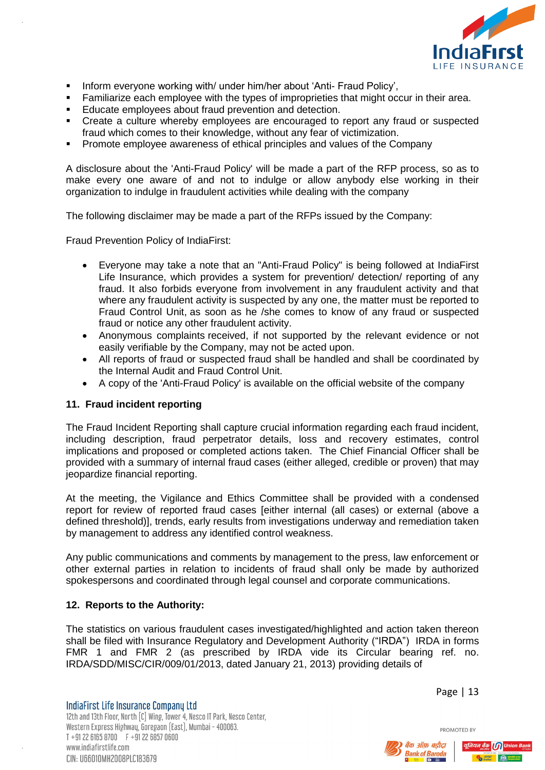- Inform everyone working with/ under him/her about 'Anti- Fraud Policy',
- Familiarize each employee with the types of improprieties that might occur in their area.
- Educate employees about fraud prevention and detection.
- Create a culture whereby employees are encouraged to report any fraud or suspected fraud which comes to their knowledge, without any fear of victimization.
- Promote employee awareness of ethical principles and values of the Company

A disclosure about the 'Anti-Fraud Policy' will be made a part of the RFP process, so as to make every one aware of and not to indulge or allow anybody else working in their organization to indulge in fraudulent activities while dealing with the company

The following disclaimer may be made a part of the RFPs issued by the Company:

Fraud Prevention Policy of IndiaFirst:

- Everyone may take a note that an "Anti-Fraud Policy" is being followed at IndiaFirst Life Insurance, which provides a system for prevention/ detection/ reporting of any fraud. It also forbids everyone from involvement in any fraudulent activity and that where any fraudulent activity is suspected by any one, the matter must be reported to Fraud Control Unit, as soon as he /she comes to know of any fraud or suspected fraud or notice any other fraudulent activity.
- Anonymous complaints received, if not supported by the relevant evidence or not easily verifiable by the Company, may not be acted upon.
- All reports of fraud or suspected fraud shall be handled and shall be coordinated by the Internal Audit and Fraud Control Unit.
- A copy of the 'Anti-Fraud Policy' is available on the official website of the company

## 11. Fraud incident reporting

The Fraud Incident Reporting shall capture crucial information regarding each fraud incident, including description, fraud perpetrator details, loss and recovery estimates, control implications and proposed or completed actions taken. The Chief Financial Officer shall be provided with a summary of internal fraud cases (either alleged, credible or proven) that may jeopardize financial reporting.

At the meeting, the Vigilance and Ethics Committee shall be provided with a condensed report for review of reported fraud cases [either internal (all cases) or external (above a defined threshold)], trends, early results from investigations underway and remediation taken by management to address any identified control weakness.

Any public communications and comments by management to the press, law enforcement or other external parties in relation to incidents of fraud shall only be made by authorized spokespersons and coordinated through legal counsel and corporate communications.

## 12. Reports to the Authority:

The statistics on various fraudulent cases investigated/highlighted and action taken thereon shall be filed with Insurance Regulatory and Development Authority ("IRDA") IRDA in forms FMR 1 and FMR 2 (as prescribed by IRDA vide its Circular bearing ref. no. IRDA/SDD/MISC/CIR/009/01/2013, dated January 21, 2013) providing details of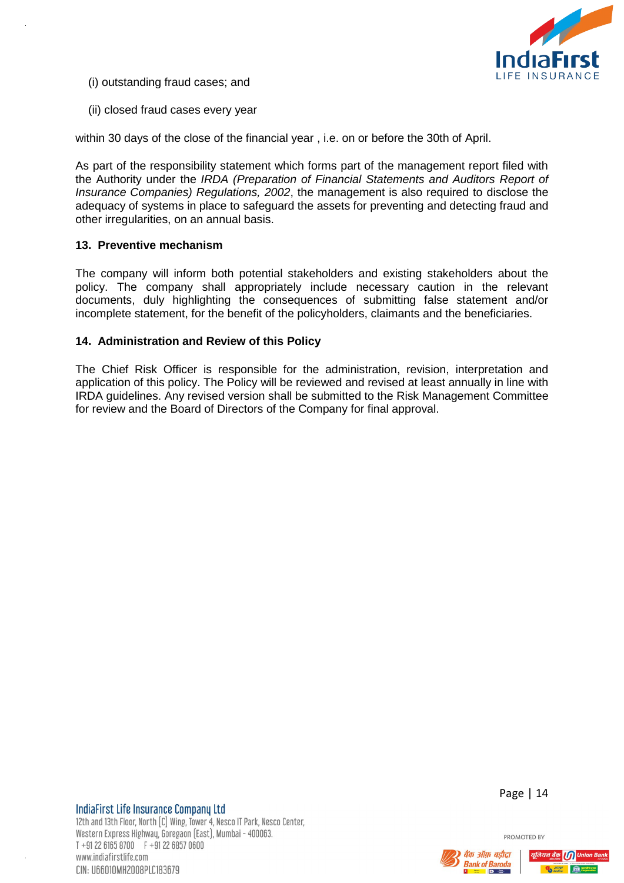(i) outstanding fraud cases; and

(ii) closed fraud cases every year

within 30 days of the close of the financial year , i.e. on or before the 30th of April.

As part of the responsibility statement which forms part of the management report filed with the Authority under the *IRDA (Preparation of Financial Statements and Auditors Report of Insurance Companies) Regulations, 2002*, the management is also required to disclose the adequacy of systems in place to safeguard the assets for preventing and detecting fraud and other irregularities, on an annual basis.

**13. Preventive mechanism**

The company will inform both potential stakeholders and existing stakeholders about the policy. The company shall appropriately include necessary caution in the relevant documents, duly highlighting the consequences of submitting false statement and/or incomplete statement, for the benefit of the policyholders, claimants and the beneficiaries.

**14. Administration and Review of this Policy**

The Chief Risk Officer is responsible for the administration, revision, interpretation and application of this policy. The Policy will be reviewed and revised at least annually in line with IRDA guidelines. Any revised version shall be submitted to the Risk Management Committee for review and the Board of Directors of the Company for final approval.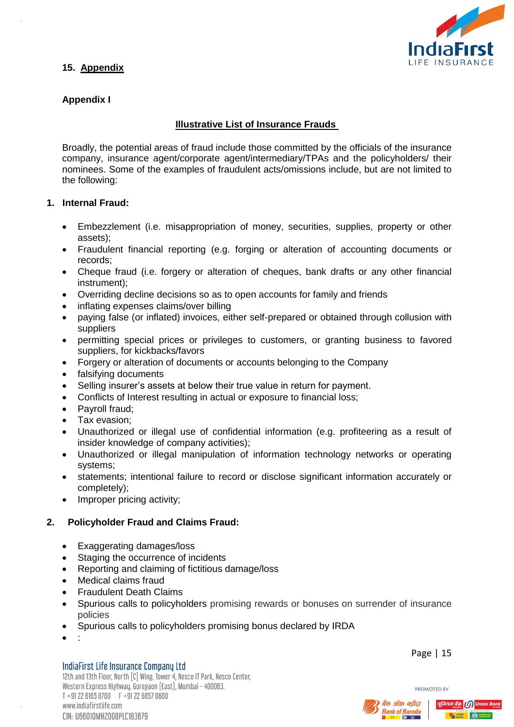## 15. Appendix

### Appendix I

**Illustrative List of Insurance Frauds**

Broadly, the potential areas of fraud include those committed by the officials of the insurance company, insurance agent/corporate agent/intermediary/TPAs and the policyholders/ their nominees. Some of the examples of fraudulent acts/omissions include, but are not limited to the following:

1. **Internal Fraud:**

- Embezzlement (i.e. misappropriation of money, securities, supplies, property or other assets);
- Fraudulent financial reporting (e.g. forging or alteration of accounting documents or records;
- Cheque fraud (i.e. forgery or alteration of cheques, bank drafts or any other financial instrument);
- Overriding decline decisions so as to open accounts for family and friends
- inflating expenses claims/over billing
- paying false (or inflated) invoices, either self-prepared or obtained through collusion with suppliers
- permitting special prices or privileges to customers, or granting business to favored suppliers, for kickbacks/favors
- Forgery or alteration of documents or accounts belonging to the Company
- falsifying documents
- Selling insurer's assets at below their true value in return for payment.
- Conflicts of Interest resulting in actual or exposure to financial loss;
- Payroll fraud;
- Tax evasion;
- Unauthorized or illegal use of confidential information (e.g. profiteering as a result of insider knowledge of company activities);
- Unauthorized or illegal manipulation of information technology networks or operating systems;
- statements; intentional failure to record or disclose significant information accurately or completely);
- Improper pricing activity;

2. **Policyholder Fraud and Claims Fraud:**

- Exaggerating damages/loss
- Staging the occurrence of incidents
- Reporting and claiming of fictitious damage/loss
- Medical claims fraud
- Fraudulent Death Claims
- Spurious calls to policyholders promising rewards or bonuses on surrender of insurance policies
- Spurious calls to policyholders promising bonus declared by IRDA
- :

IndiaFirst Life Insurance Company Ltd
12th and 13th Floor, North [C] Wing, Tower 4, Nesco IT Park, Nesco Center,
Western Express Highway, Goregaon (East), Mumbai - 400063.
T +91 22 6165 8700 F +91 22 6857 0600
www.indiafirstlife.com
CIN: U66010MH2008PLC183679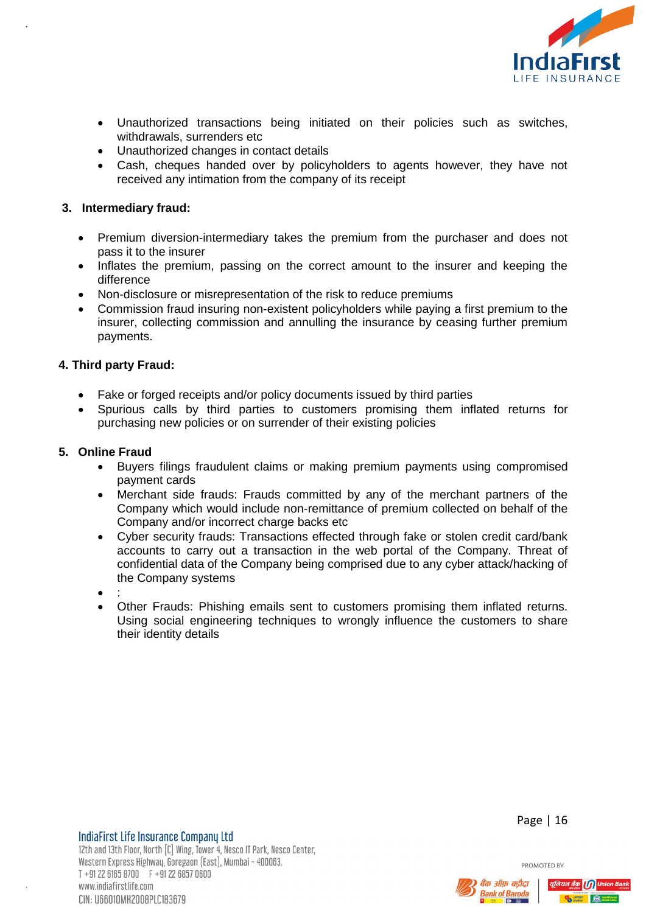- Unauthorized transactions being initiated on their policies such as switches, withdrawals, surrenders etc
- Unauthorized changes in contact details
- Cash, cheques handed over by policyholders to agents however, they have not received any intimation from the company of its receipt

**3. Intermediary fraud:**

- Premium diversion-intermediary takes the premium from the purchaser and does not pass it to the insurer
- Inflates the premium, passing on the correct amount to the insurer and keeping the difference
- Non-disclosure or misrepresentation of the risk to reduce premiums
- Commission fraud insuring non-existent policyholders while paying a first premium to the insurer, collecting commission and annulling the insurance by ceasing further premium payments.

**4. Third party Fraud:**

- Fake or forged receipts and/or policy documents issued by third parties
- Spurious calls by third parties to customers promising them inflated returns for purchasing new policies or on surrender of their existing policies

**5. Online Fraud**

- Buyers filings fraudulent claims or making premium payments using compromised payment cards
- Merchant side frauds: Frauds committed by any of the merchant partners of the Company which would include non-remittance of premium collected on behalf of the Company and/or incorrect charge backs etc
- Cyber security frauds: Transactions effected through fake or stolen credit card/bank accounts to carry out a transaction in the web portal of the Company. Threat of confidential data of the Company being comprised due to any cyber attack/hacking of the Company systems
- :
- Other Frauds: Phishing emails sent to customers promising them inflated returns. Using social engineering techniques to wrongly influence the customers to share their identity details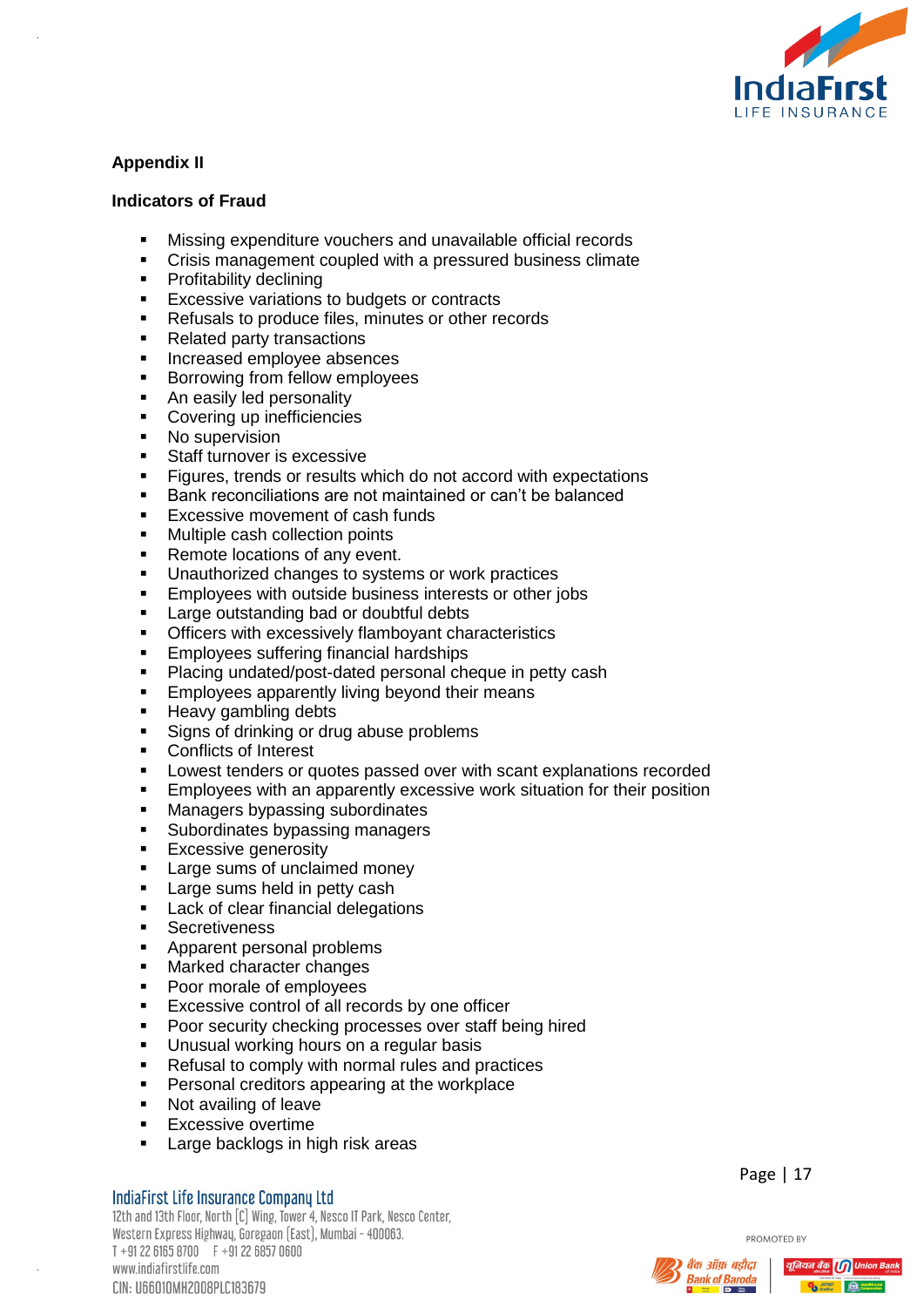## Appendix II

### Indicators of Fraud

- Missing expenditure vouchers and unavailable official records
- Crisis management coupled with a pressured business climate
- Profitability declining
- Excessive variations to budgets or contracts
- Refusals to produce files, minutes or other records
- Related party transactions
- Increased employee absences
- Borrowing from fellow employees
- An easily led personality
- Covering up inefficiencies
- No supervision
- Staff turnover is excessive
- Figures, trends or results which do not accord with expectations
- Bank reconciliations are not maintained or can't be balanced
- Excessive movement of cash funds
- Multiple cash collection points
- Remote locations of any event.
- Unauthorized changes to systems or work practices
- Employees with outside business interests or other jobs
- Large outstanding bad or doubtful debts
- Officers with excessively flamboyant characteristics
- Employees suffering financial hardships
- Placing undated/post-dated personal cheque in petty cash
- Employees apparently living beyond their means
- Heavy gambling debts
- Signs of drinking or drug abuse problems
- Conflicts of Interest
- Lowest tenders or quotes passed over with scant explanations recorded
- Employees with an apparently excessive work situation for their position
- Managers bypassing subordinates
- Subordinates bypassing managers
- Excessive generosity
- Large sums of unclaimed money
- Large sums held in petty cash
- Lack of clear financial delegations
- Secretiveness
- Apparent personal problems
- Marked character changes
- Poor morale of employees
- Excessive control of all records by one officer
- Poor security checking processes over staff being hired
- Unusual working hours on a regular basis
- Refusal to comply with normal rules and practices
- Personal creditors appearing at the workplace
- Not availing of leave
- Excessive overtime
- Large backlogs in high risk areas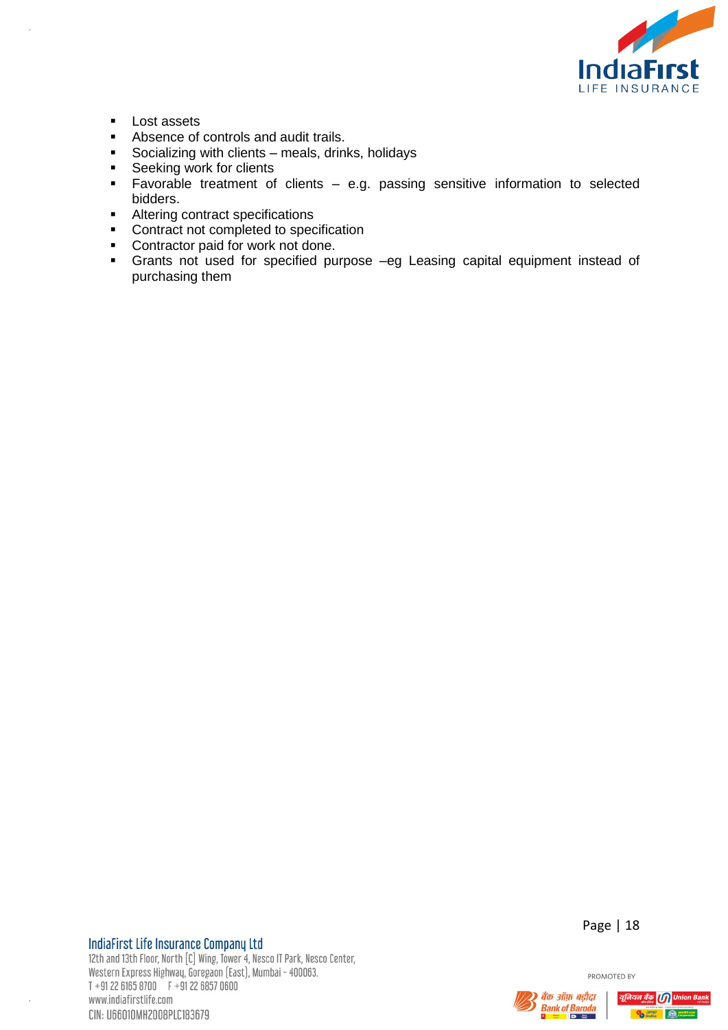- Lost assets
- Absence of controls and audit trails.
- Socializing with clients – meals, drinks, holidays
- Seeking work for clients
- Favorable treatment of clients – e.g. passing sensitive information to selected bidders.
- Altering contract specifications
- Contract not completed to specification
- Contractor paid for work not done.
- Grants not used for specified purpose –eg Leasing capital equipment instead of purchasing them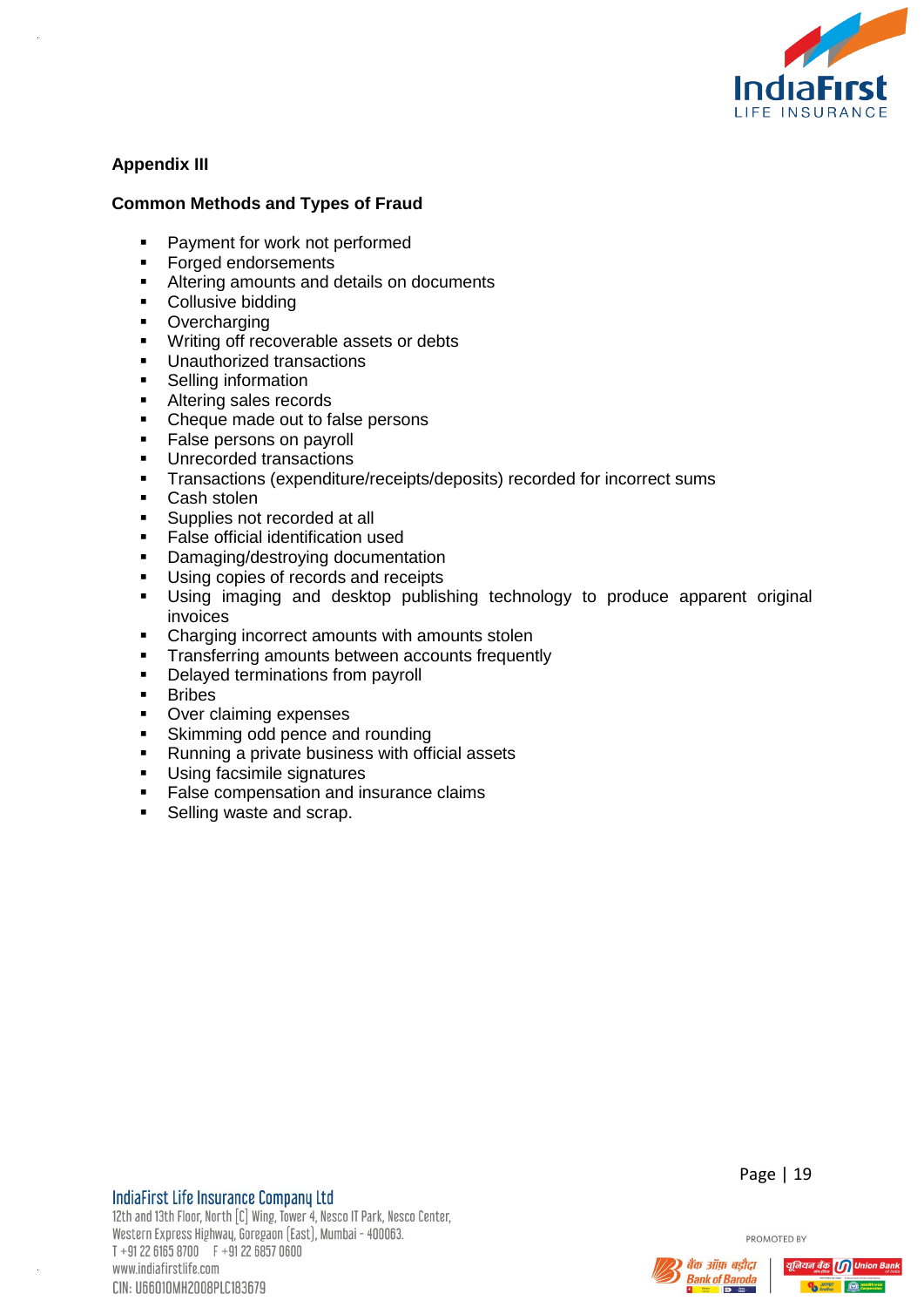**Appendix III**

**Common Methods and Types of Fraud**

- Payment for work not performed
- Forged endorsements
- Altering amounts and details on documents
- Collusive bidding
- Overcharging
- Writing off recoverable assets or debts
- Unauthorized transactions
- Selling information
- Altering sales records
- Cheque made out to false persons
- False persons on payroll
- Unrecorded transactions
- Transactions (expenditure/receipts/deposits) recorded for incorrect sums
- Cash stolen
- Supplies not recorded at all
- False official identification used
- Damaging/destroying documentation
- Using copies of records and receipts
- Using imaging and desktop publishing technology to produce apparent original invoices
- Charging incorrect amounts with amounts stolen
- Transferring amounts between accounts frequently
- Delayed terminations from payroll
- Bribes
- Over claiming expenses
- Skimming odd pence and rounding
- Running a private business with official assets
- Using facsimile signatures
- False compensation and insurance claims
- Selling waste and scrap.